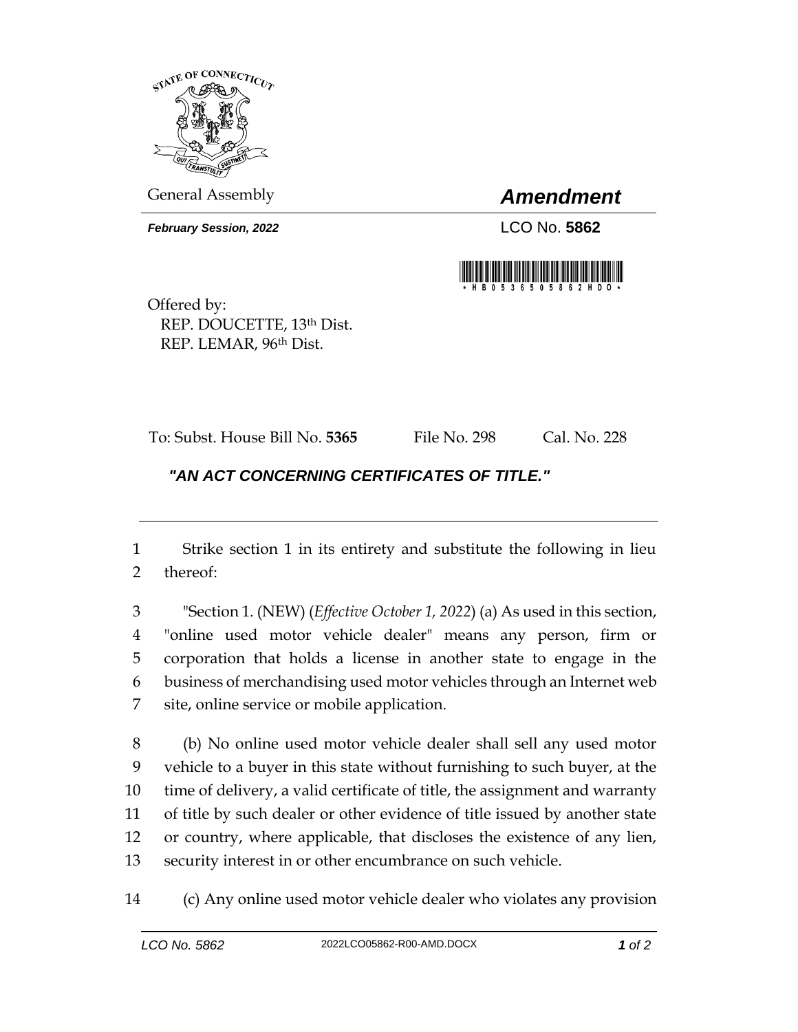General Assembly

# *Amendment*

***February Session, 2022***

LCO No. **5862**

Offered by:
REP. DOUCETTE, 13th Dist.
REP. LEMAR, 96th Dist.

To: Subst. House Bill No. **5365** File No. 298 Cal. No. 228

## *"AN ACT CONCERNING CERTIFICATES OF TITLE."*

---

1 Strike section 1 in its entirety and substitute the following in lieu
2 thereof:

3 "Section 1. (NEW) (*Effective October 1, 2022*) (a) As used in this section,
4 "online used motor vehicle dealer" means any person, firm or
5 corporation that holds a license in another state to engage in the
6 business of merchandising used motor vehicles through an Internet web
7 site, online service or mobile application.

8 (b) No online used motor vehicle dealer shall sell any used motor
9 vehicle to a buyer in this state without furnishing to such buyer, at the
10 time of delivery, a valid certificate of title, the assignment and warranty
11 of title by such dealer or other evidence of title issued by another state
12 or country, where applicable, that discloses the existence of any lien,
13 security interest in or other encumbrance on such vehicle.

14 (c) Any online used motor vehicle dealer who violates any provision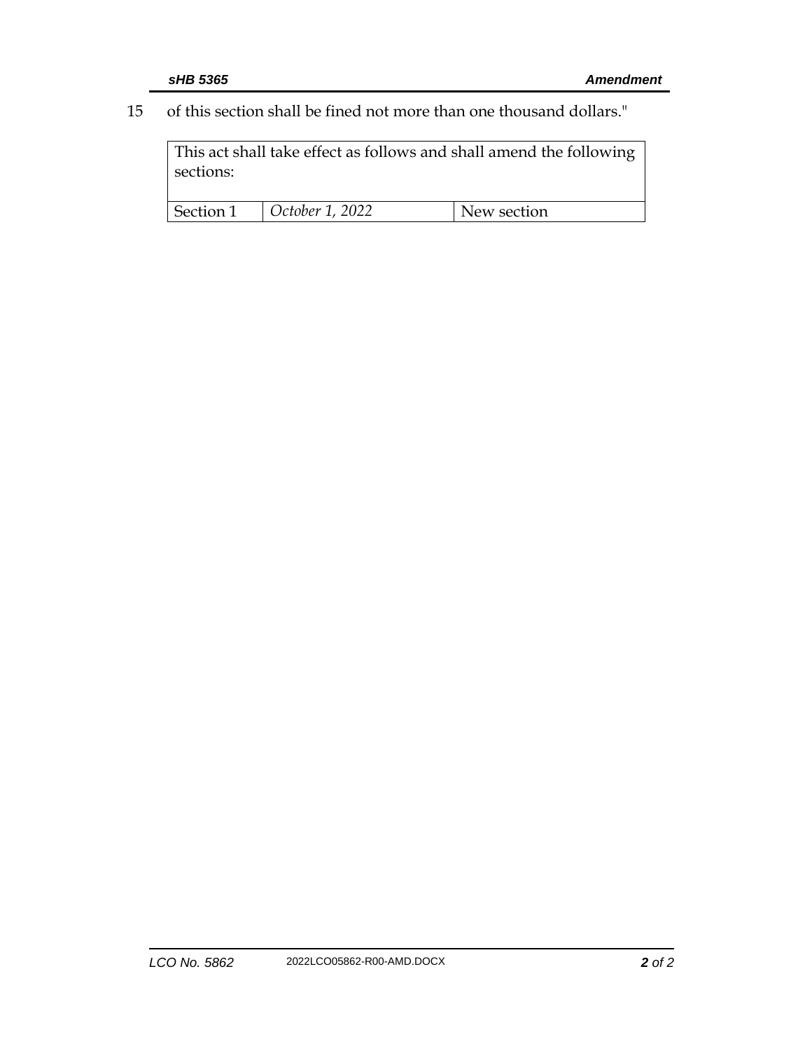15 of this section shall be fined not more than one thousand dollars."

| This act shall take effect as follows and shall amend the following sections: | | |
|---|---|---|
| Section 1 | *October 1, 2022* | New section |